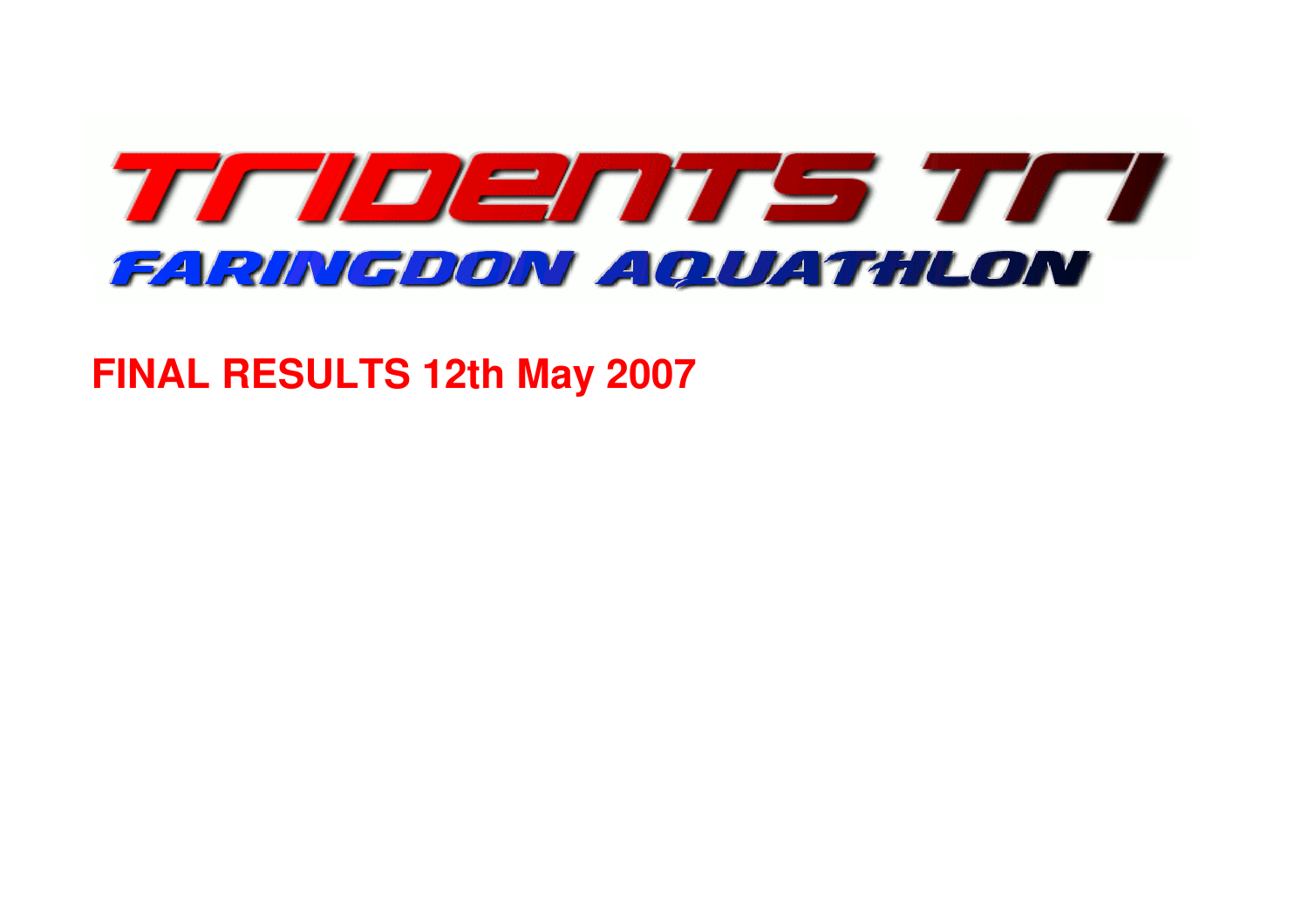# TRIDENTS TRI

## FARINGDON AQUATHLON

**FINAL RESULTS 12th May 2007**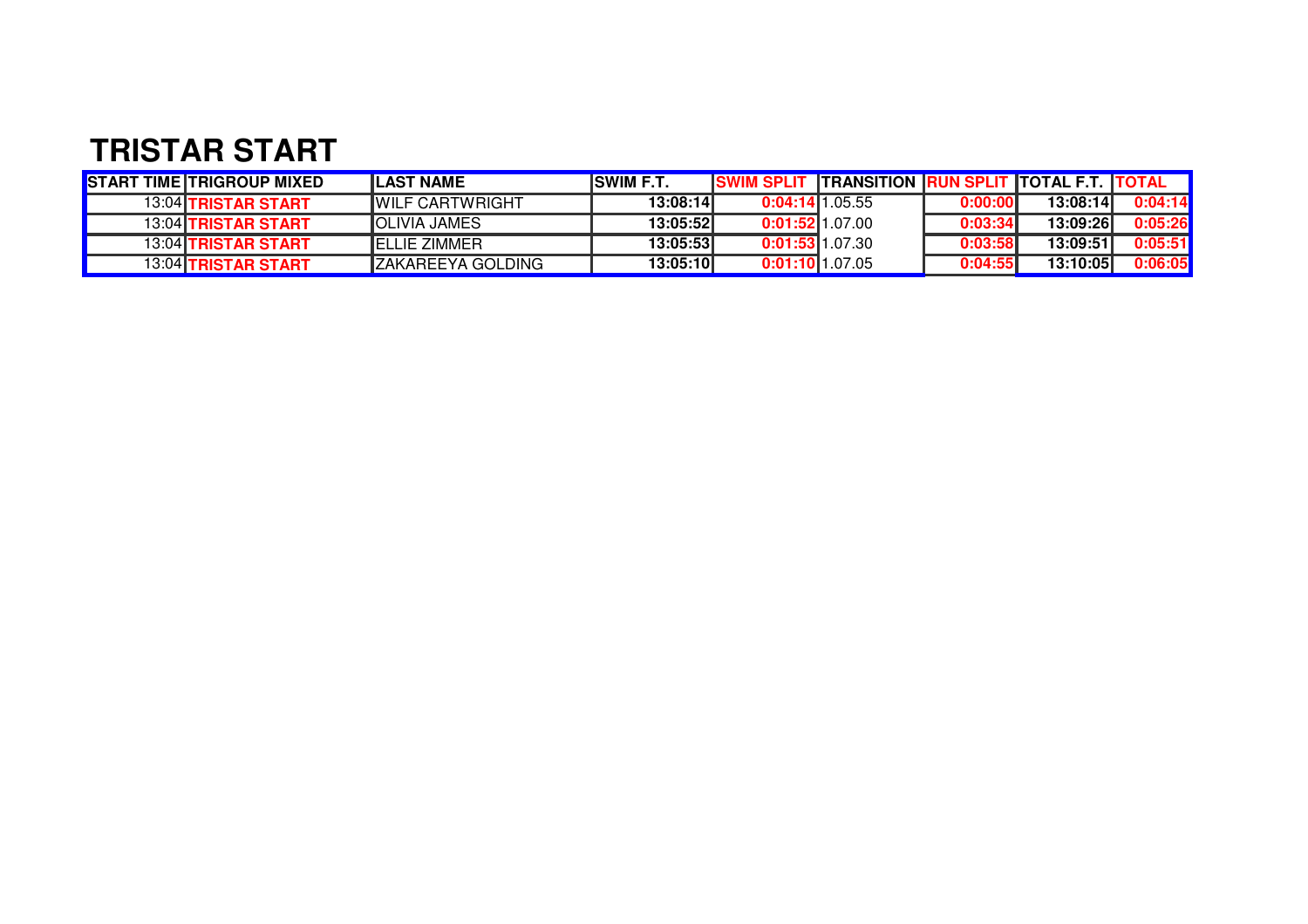# TRISTAR START

| START TIME | TRIGROUP MIXED | LAST NAME | SWIM F.T. | SWIM SPLIT | TRANSITION | RUN SPLIT | TOTAL F.T. | TOTAL |
|---|---|---|---|---|---|---|---|---|
| 13:04 | **TRISTAR START** | WILF CARTWRIGHT | **13:08:14** | **0:04:14** | 1.05.55 | **0:00:00** | **13:08:14** | **0:04:14** |
| 13:04 | **TRISTAR START** | OLIVIA JAMES | **13:05:52** | **0:01:52** | 1.07.00 | **0:03:34** | **13:09:26** | **0:05:26** |
| 13:04 | **TRISTAR START** | ELLIE ZIMMER | **13:05:53** | **0:01:53** | 1.07.30 | **0:03:58** | **13:09:51** | **0:05:51** |
| 13:04 | **TRISTAR START** | ZAKAREEYA GOLDING | **13:05:10** | **0:01:10** | 1.07.05 | **0:04:55** | **13:10:05** | **0:06:05** |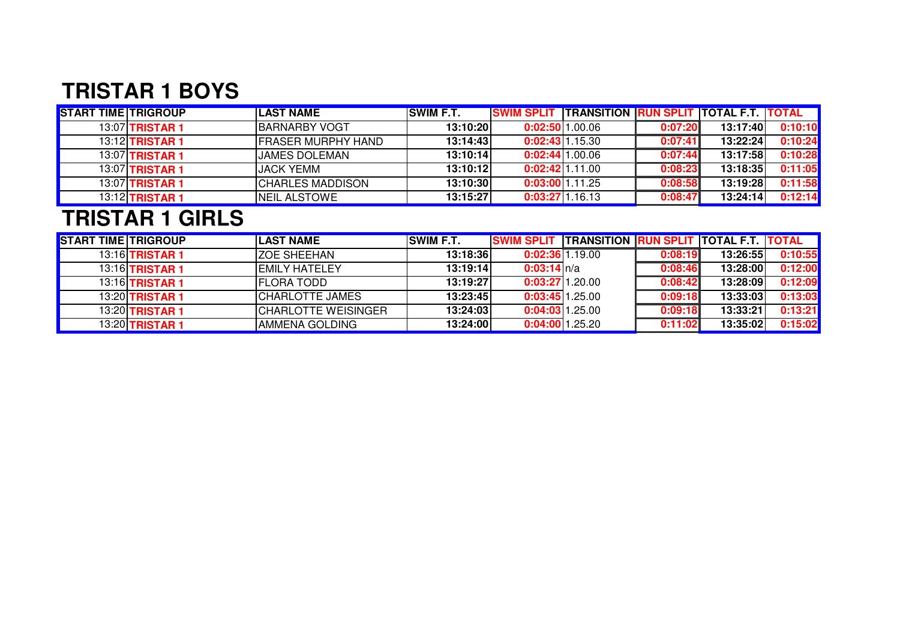## TRISTAR 1 BOYS

| START TIME | TRIGROUP | LAST NAME | SWIM F.T. | SWIM SPLIT | TRANSITION | RUN SPLIT | TOTAL F.T. | TOTAL |
|---|---|---|---|---|---|---|---|---|
| 13:07 | TRISTAR 1 | BARNARBY VOGT | 13:10:20 | 0:02:50 | 1.00.06 | 0:07:20 | 13:17:40 | 0:10:10 |
| 13:12 | TRISTAR 1 | FRASER MURPHY HAND | 13:14:43 | 0:02:43 | 1.15.30 | 0:07:41 | 13:22:24 | 0:10:24 |
| 13:07 | TRISTAR 1 | JAMES DOLEMAN | 13:10:14 | 0:02:44 | 1.00.06 | 0:07:44 | 13:17:58 | 0:10:28 |
| 13:07 | TRISTAR 1 | JACK YEMM | 13:10:12 | 0:02:42 | 1.11.00 | 0:08:23 | 13:18:35 | 0:11:05 |
| 13:07 | TRISTAR 1 | CHARLES MADDISON | 13:10:30 | 0:03:00 | 1.11.25 | 0:08:58 | 13:19:28 | 0:11:58 |
| 13:12 | TRISTAR 1 | NEIL ALSTOWE | 13:15:27 | 0:03:27 | 1.16.13 | 0:08:47 | 13:24:14 | 0:12:14 |

## TRISTAR 1 GIRLS

| START TIME | TRIGROUP | LAST NAME | SWIM F.T. | SWIM SPLIT | TRANSITION | RUN SPLIT | TOTAL F.T. | TOTAL |
|---|---|---|---|---|---|---|---|---|
| 13:16 | TRISTAR 1 | ZOE SHEEHAN | 13:18:36 | 0:02:36 | 1.19.00 | 0:08:19 | 13:26:55 | 0:10:55 |
| 13:16 | TRISTAR 1 | EMILY HATELEY | 13:19:14 | 0:03:14 | n/a | 0:08:46 | 13:28:00 | 0:12:00 |
| 13:16 | TRISTAR 1 | FLORA TODD | 13:19:27 | 0:03:27 | 1.20.00 | 0:08:42 | 13:28:09 | 0:12:09 |
| 13:20 | TRISTAR 1 | CHARLOTTE JAMES | 13:23:45 | 0:03:45 | 1.25.00 | 0:09:18 | 13:33:03 | 0:13:03 |
| 13:20 | TRISTAR 1 | CHARLOTTE WEISINGER | 13:24:03 | 0:04:03 | 1.25.00 | 0:09:18 | 13:33:21 | 0:13:21 |
| 13:20 | TRISTAR 1 | AMMENA GOLDING | 13:24:00 | 0:04:00 | 1.25.20 | 0:11:02 | 13:35:02 | 0:15:02 |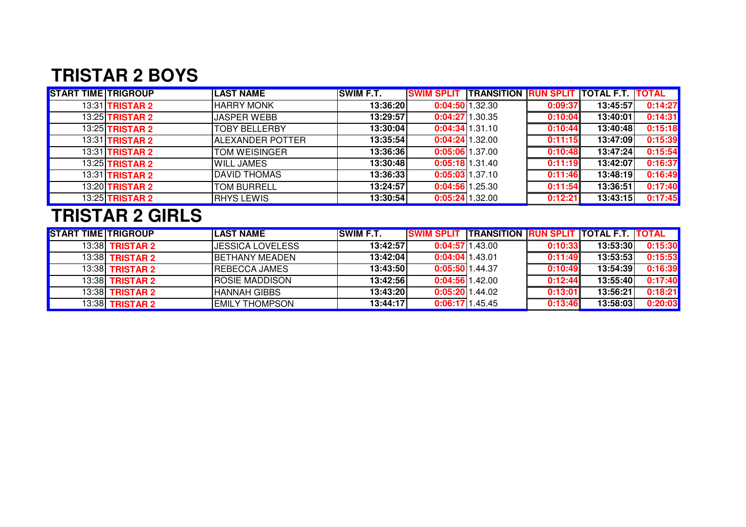## TRISTAR 2 BOYS

| START TIME | TRIGROUP | LAST NAME | SWIM F.T. | SWIM SPLIT | TRANSITION | RUN SPLIT | TOTAL F.T. | TOTAL |
|---|---|---|---|---|---|---|---|---|
| 13:31 | TRISTAR 2 | HARRY MONK | 13:36:20 | 0:04:50 | 1.32.30 | 0:09:37 | 13:45:57 | 0:14:27 |
| 13:25 | TRISTAR 2 | JASPER WEBB | 13:29:57 | 0:04:27 | 1.30.35 | 0:10:04 | 13:40:01 | 0:14:31 |
| 13:25 | TRISTAR 2 | TOBY BELLERBY | 13:30:04 | 0:04:34 | 1.31.10 | 0:10:44 | 13:40:48 | 0:15:18 |
| 13:31 | TRISTAR 2 | ALEXANDER POTTER | 13:35:54 | 0:04:24 | 1.32.00 | 0:11:15 | 13:47:09 | 0:15:39 |
| 13:31 | TRISTAR 2 | TOM WEISINGER | 13:36:36 | 0:05:06 | 1.37.00 | 0:10:48 | 13:47:24 | 0:15:54 |
| 13:25 | TRISTAR 2 | WILL JAMES | 13:30:48 | 0:05:18 | 1.31.40 | 0:11:19 | 13:42:07 | 0:16:37 |
| 13:31 | TRISTAR 2 | DAVID THOMAS | 13:36:33 | 0:05:03 | 1.37.10 | 0:11:46 | 13:48:19 | 0:16:49 |
| 13:20 | TRISTAR 2 | TOM BURRELL | 13:24:57 | 0:04:56 | 1.25.30 | 0:11:54 | 13:36:51 | 0:17:40 |
| 13:25 | TRISTAR 2 | RHYS LEWIS | 13:30:54 | 0:05:24 | 1.32.00 | 0:12:21 | 13:43:15 | 0:17:45 |

## TRISTAR 2 GIRLS

| START TIME | TRIGROUP | LAST NAME | SWIM F.T. | SWIM SPLIT | TRANSITION | RUN SPLIT | TOTAL F.T. | TOTAL |
|---|---|---|---|---|---|---|---|---|
| 13:38 | TRISTAR 2 | JESSICA LOVELESS | 13:42:57 | 0:04:57 | 1.43.00 | 0:10:33 | 13:53:30 | 0:15:30 |
| 13:38 | TRISTAR 2 | BETHANY MEADEN | 13:42:04 | 0:04:04 | 1.43.01 | 0:11:49 | 13:53:53 | 0:15:53 |
| 13:38 | TRISTAR 2 | REBECCA JAMES | 13:43:50 | 0:05:50 | 1.44.37 | 0:10:49 | 13:54:39 | 0:16:39 |
| 13:38 | TRISTAR 2 | ROSIE MADDISON | 13:42:56 | 0:04:56 | 1.42.00 | 0:12:44 | 13:55:40 | 0:17:40 |
| 13:38 | TRISTAR 2 | HANNAH GIBBS | 13:43:20 | 0:05:20 | 1.44.02 | 0:13:01 | 13:56:21 | 0:18:21 |
| 13:38 | TRISTAR 2 | EMILY THOMPSON | 13:44:17 | 0:06:17 | 1.45.45 | 0:13:46 | 13:58:03 | 0:20:03 |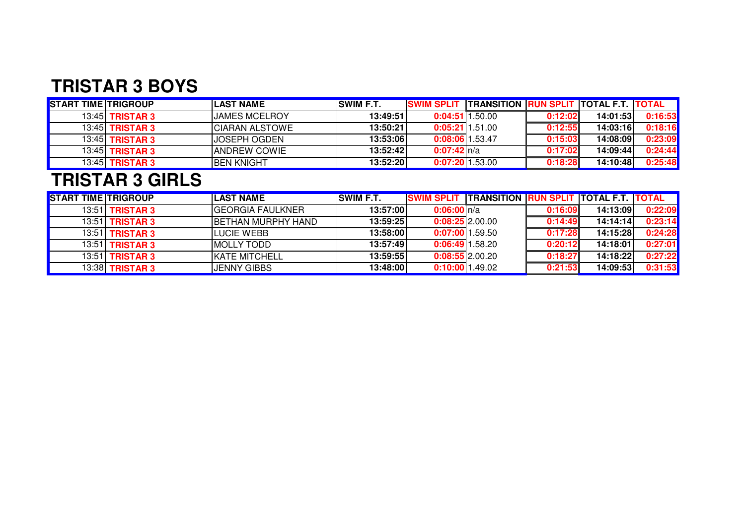# TRISTAR 3 BOYS

| START TIME | TRIGROUP | LAST NAME | SWIM F.T. | SWIM SPLIT | TRANSITION | RUN SPLIT | TOTAL F.T. | TOTAL |
|---|---|---|---|---|---|---|---|---|
| 13:45 | TRISTAR 3 | JAMES MCELROY | 13:49:51 | 0:04:51 | 1.50.00 | 0:12:02 | 14:01:53 | 0:16:53 |
| 13:45 | TRISTAR 3 | CIARAN ALSTOWE | 13:50:21 | 0:05:21 | 1.51.00 | 0:12:55 | 14:03:16 | 0:18:16 |
| 13:45 | TRISTAR 3 | JOSEPH OGDEN | 13:53:06 | 0:08:06 | 1.53.47 | 0:15:03 | 14:08:09 | 0:23:09 |
| 13:45 | TRISTAR 3 | ANDREW COWIE | 13:52:42 | 0:07:42 | n/a | 0:17:02 | 14:09:44 | 0:24:44 |
| 13:45 | TRISTAR 3 | BEN KNIGHT | 13:52:20 | 0:07:20 | 1.53.00 | 0:18:28 | 14:10:48 | 0:25:48 |

# TRISTAR 3 GIRLS

| START TIME | TRIGROUP | LAST NAME | SWIM F.T. | SWIM SPLIT | TRANSITION | RUN SPLIT | TOTAL F.T. | TOTAL |
|---|---|---|---|---|---|---|---|---|
| 13:51 | TRISTAR 3 | GEORGIA FAULKNER | 13:57:00 | 0:06:00 | n/a | 0:16:09 | 14:13:09 | 0:22:09 |
| 13:51 | TRISTAR 3 | BETHAN MURPHY HAND | 13:59:25 | 0:08:25 | 2.00.00 | 0:14:49 | 14:14:14 | 0:23:14 |
| 13:51 | TRISTAR 3 | LUCIE WEBB | 13:58:00 | 0:07:00 | 1.59.50 | 0:17:28 | 14:15:28 | 0:24:28 |
| 13:51 | TRISTAR 3 | MOLLY TODD | 13:57:49 | 0:06:49 | 1.58.20 | 0:20:12 | 14:18:01 | 0:27:01 |
| 13:51 | TRISTAR 3 | KATE MITCHELL | 13:59:55 | 0:08:55 | 2.00.20 | 0:18:27 | 14:18:22 | 0:27:22 |
| 13:38 | TRISTAR 3 | JENNY GIBBS | 13:48:00 | 0:10:00 | 1.49.02 | 0:21:53 | 14:09:53 | 0:31:53 |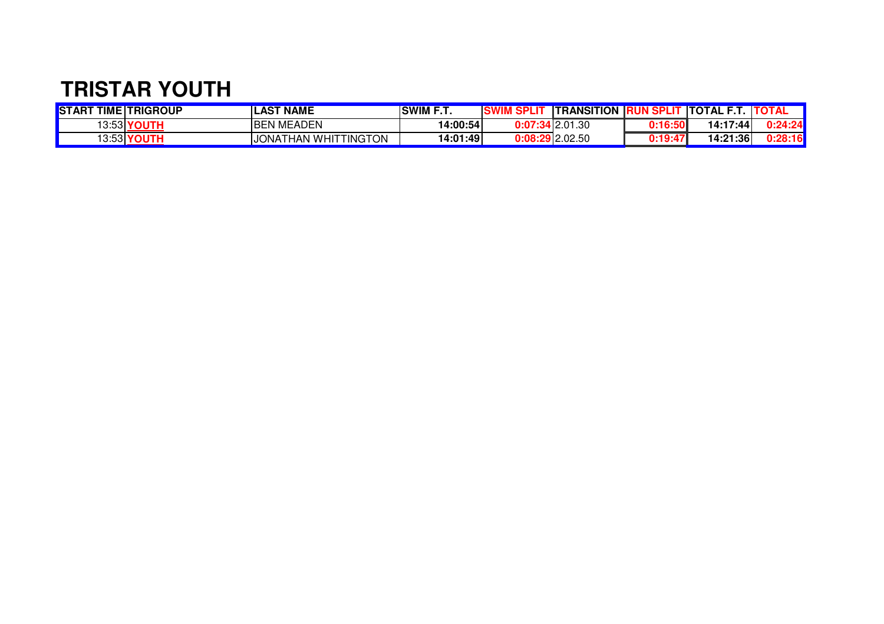# TRISTAR YOUTH

| START TIME | TRIGROUP | LAST NAME | SWIM F.T. | SWIM SPLIT | TRANSITION | RUN SPLIT | TOTAL F.T. | TOTAL |
|---|---|---|---|---|---|---|---|---|
| 13:53 | YOUTH | BEN MEADEN | 14:00:54 | 0:07:34 | 2.01.30 | 0:16:50 | 14:17:44 | 0:24:24 |
| 13:53 | YOUTH | JONATHAN WHITTINGTON | 14:01:49 | 0:08:29 | 2.02.50 | 0:19:47 | 14:21:36 | 0:28:16 |